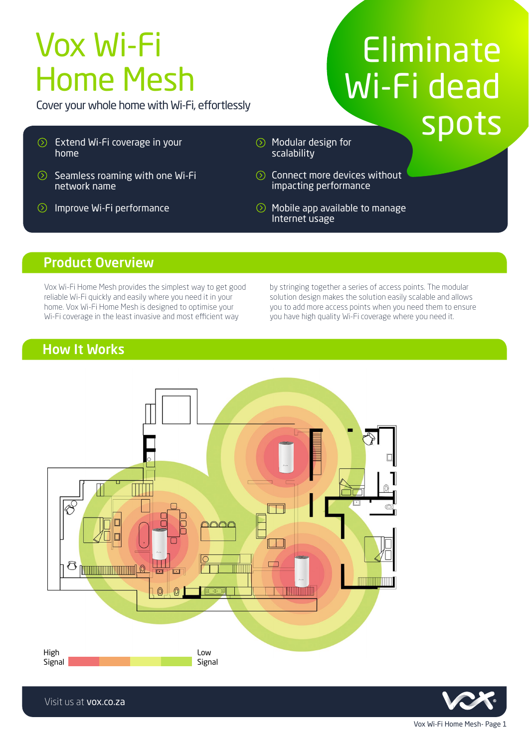# Vox Wi-Fi Home Mesh

Cover your whole home with Wi-Fi, effortlessly

**Eliminate Wi-Fi dead spots**

- Extend Wi-Fi coverage in your home
- Seamless roaming with one Wi-Fi network name
- Improve Wi-Fi performance
- Modular design for scalability
- Connect more devices without impacting performance
- Mobile app available to manage Internet usage

## Product Overview

Vox Wi-Fi Home Mesh provides the simplest way to get good reliable Wi-Fi quickly and easily where you need it in your home. Vox Wi-Fi Home Mesh is designed to optimise your Wi-Fi coverage in the least invasive and most efficient way by stringing together a series of access points. The modular solution design makes the solution easily scalable and allows you to add more access points when you need them to ensure you have high quality Wi-Fi coverage where you need it.

## How It Works

High Signal — Low Signal

Visit us at **vox.co.za**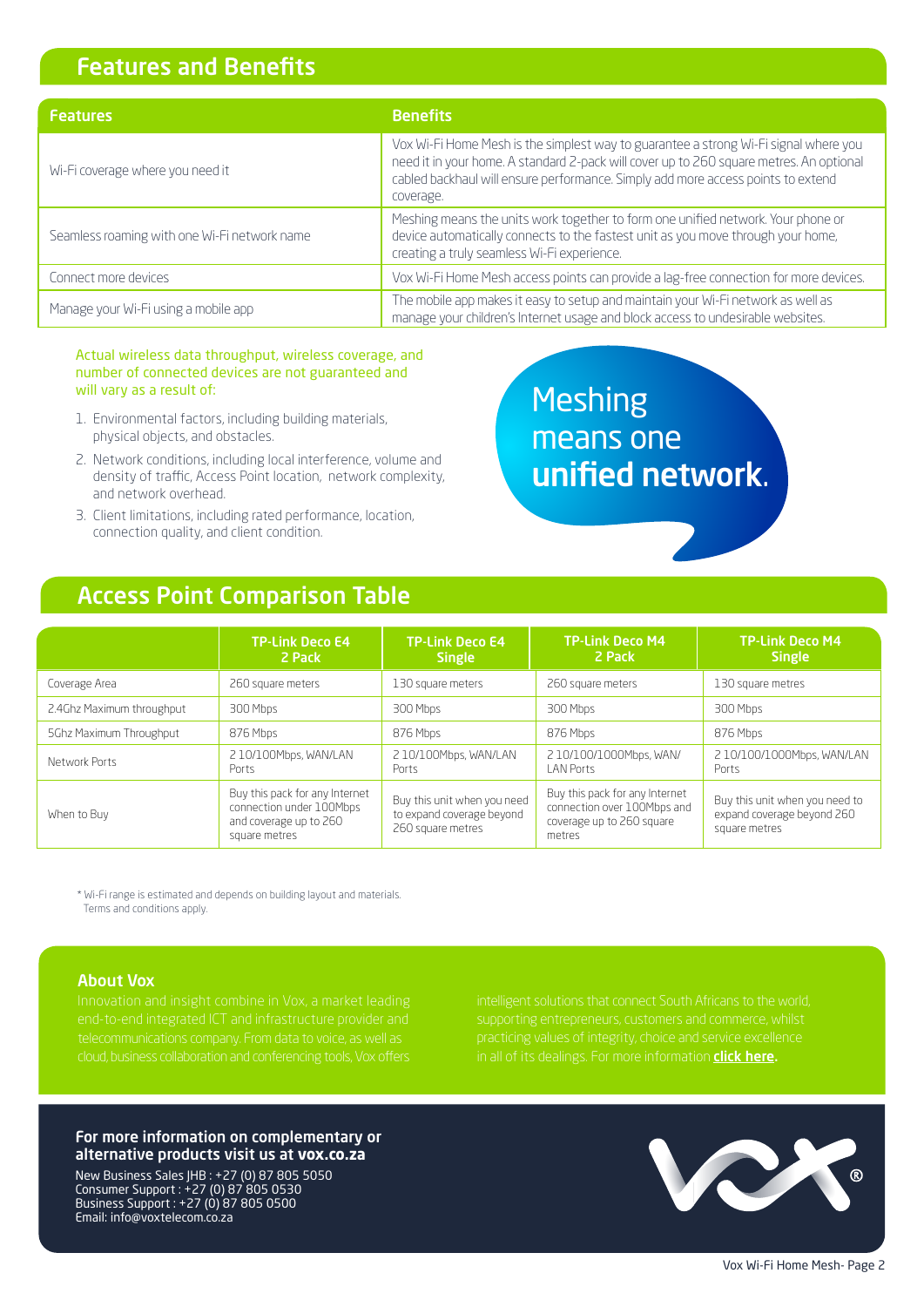## Features and Benefits

| Features | Benefits |
|---|---|
| Wi-Fi coverage where you need it | Vox Wi-Fi Home Mesh is the simplest way to guarantee a strong Wi-Fi signal where you need it in your home. A standard 2-pack will cover up to 260 square metres. An optional cabled backhaul will ensure performance. Simply add more access points to extend coverage. |
| Seamless roaming with one Wi-Fi network name | Meshing means the units work together to form one unified network. Your phone or device automatically connects to the fastest unit as you move through your home, creating a truly seamless Wi-Fi experience. |
| Connect more devices | Vox Wi-Fi Home Mesh access points can provide a lag-free connection for more devices. |
| Manage your Wi-Fi using a mobile app | The mobile app makes it easy to setup and maintain your Wi-Fi network as well as manage your children's Internet usage and block access to undesirable websites. |

Actual wireless data throughput, wireless coverage, and number of connected devices are not guaranteed and will vary as a result of:

1. Environmental factors, including building materials, physical objects, and obstacles.
2. Network conditions, including local interference, volume and density of traffic, Access Point location, network complexity, and network overhead.
3. Client limitations, including rated performance, location, connection quality, and client condition.

Meshing means one **unified network.**

## Access Point Comparison Table

| | TP-Link Deco E4 2 Pack | TP-Link Deco E4 Single | TP-Link Deco M4 2 Pack | TP-Link Deco M4 Single |
|---|---|---|---|---|
| Coverage Area | 260 square meters | 130 square meters | 260 square meters | 130 square metres |
| 2.4Ghz Maximum throughput | 300 Mbps | 300 Mbps | 300 Mbps | 300 Mbps |
| 5Ghz Maximum Throughput | 876 Mbps | 876 Mbps | 876 Mbps | 876 Mbps |
| Network Ports | 2 10/100Mbps, WAN/LAN Ports | 2 10/100Mbps, WAN/LAN Ports | 2 10/100/1000Mbps, WAN/LAN Ports | 2 10/100/1000Mbps, WAN/LAN Ports |
| When to Buy | Buy this pack for any Internet connection under 100Mbps and coverage up to 260 square metres | Buy this unit when you need to expand coverage beyond 260 square metres | Buy this pack for any Internet connection over 100Mbps and coverage up to 260 square metres | Buy this unit when you need to expand coverage beyond 260 square metres |

\* Wi-Fi range is estimated and depends on building layout and materials.
Terms and conditions apply.

### About Vox

Innovation and insight combine in Vox, a market leading end-to-end integrated ICT and infrastructure provider and telecommunications company. From data to voice, as well as cloud, business collaboration and conferencing tools, Vox offers intelligent solutions that connect South Africans to the world, supporting entrepreneurs, customers and commerce, whilst practicing values of integrity, choice and service excellence in all of its dealings. For more information **click here.**

**For more information on complementary or alternative products visit us at vox.co.za**

New Business Sales JHB : +27 (0) 87 805 5050
Consumer Support : +27 (0) 87 805 0530
Business Support : +27 (0) 87 805 0500
Email: info@voxtelecom.co.za